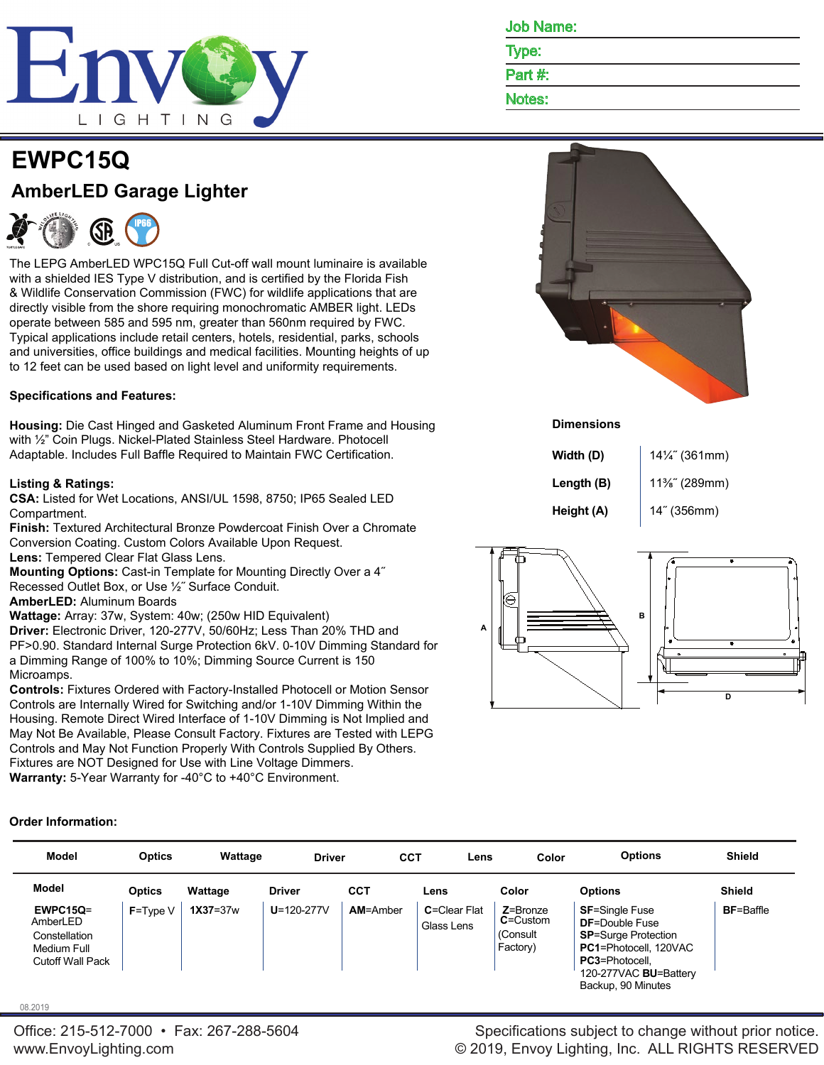Job Name:

Type:

Part #:

Notes:

# EWPC15Q

## AmberLED Garage Lighter

The LEPG AmberLED WPC15Q Full Cut-off wall mount luminaire is available with a shielded IES Type V distribution, and is certified by the Florida Fish & Wildlife Conservation Commission (FWC) for wildlife applications that are directly visible from the shore requiring monochromatic AMBER light. LEDs operate between 585 and 595 nm, greater than 560nm required by FWC. Typical applications include retail centers, hotels, residential, parks, schools and universities, office buildings and medical facilities. Mounting heights of up to 12 feet can be used based on light level and uniformity requirements.

**Specifications and Features:**

**Housing:** Die Cast Hinged and Gasketed Aluminum Front Frame and Housing with ½" Coin Plugs. Nickel-Plated Stainless Steel Hardware. Photocell Adaptable. Includes Full Baffle Required to Maintain FWC Certification.

**Listing & Ratings:**
**CSA:** Listed for Wet Locations, ANSI/UL 1598, 8750; IP65 Sealed LED Compartment.
**Finish:** Textured Architectural Bronze Powdercoat Finish Over a Chromate Conversion Coating. Custom Colors Available Upon Request.
**Lens:** Tempered Clear Flat Glass Lens.
**Mounting Options:** Cast-in Template for Mounting Directly Over a 4˝ Recessed Outlet Box, or Use ½˝ Surface Conduit.
**AmberLED:** Aluminum Boards
**Wattage:** Array: 37w, System: 40w; (250w HID Equivalent)
**Driver:** Electronic Driver, 120-277V, 50/60Hz; Less Than 20% THD and PF>0.90. Standard Internal Surge Protection 6kV. 0-10V Dimming Standard for a Dimming Range of 100% to 10%; Dimming Source Current is 150 Microamps.
**Controls:** Fixtures Ordered with Factory-Installed Photocell or Motion Sensor Controls are Internally Wired for Switching and/or 1-10V Dimming Within the Housing. Remote Direct Wired Interface of 1-10V Dimming is Not Implied and May Not Be Available, Please Consult Factory. Fixtures are Tested with LEPG Controls and May Not Function Properly With Controls Supplied By Others. Fixtures are NOT Designed for Use with Line Voltage Dimmers.
**Warranty:** 5-Year Warranty for -40°C to +40°C Environment.

**Dimensions**

| | |
|---|---|
| **Width (D)** | 14¼˝ (361mm) |
| **Length (B)** | 11⅜˝ (289mm) |
| **Height (A)** | 14˝ (356mm) |

**Order Information:**

| Model | Optics | Wattage | Driver | CCT | Lens | Color | Options | Shield |
|---|---|---|---|---|---|---|---|---|
| **EWPC15Q**= AmberLED Constellation Medium Full Cutoff Wall Pack | **F**=Type V | **1X37**=37w | **U**=120-277V | **AM**=Amber | **C**=Clear Flat Glass Lens | **Z**=Bronze **C**=Custom (Consult Factory) | **SF**=Single Fuse **DF**=Double Fuse **SP**=Surge Protection **PC1**=Photocell, 120VAC **PC3**=Photocell, 120-277VAC **BU**=Battery Backup, 90 Minutes | **BF**=Baffle |

08.2019

Office: 215-512-7000 • Fax: 267-288-5604
www.EnvoyLighting.com

Specifications subject to change without prior notice.
© 2019, Envoy Lighting, Inc. ALL RIGHTS RESERVED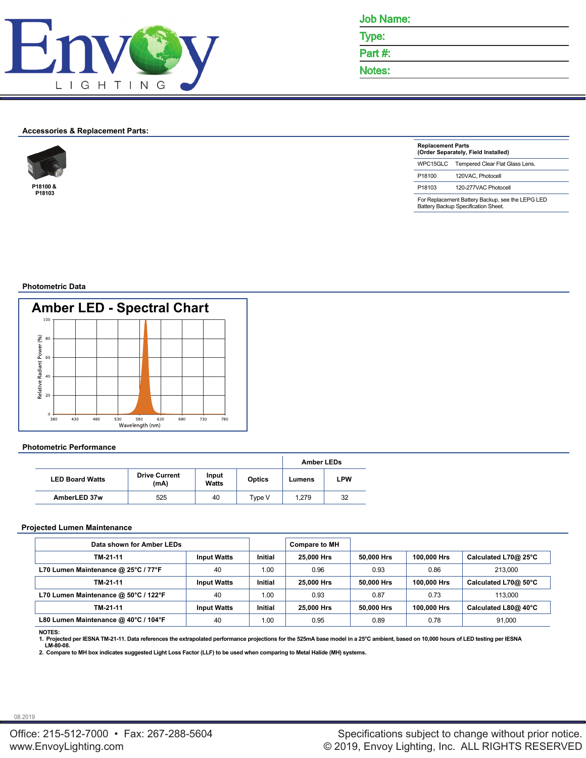Job Name:

Type:

Part #:

Notes:

## Accessories & Replacement Parts:

P18100 & P18103

| Replacement Parts (Order Separately, Field Installed) | |
|---|---|
| WPC15GLC | Tempered Clear Flat Glass Lens. |
| P18100 | 120VAC, Photocell |
| P18103 | 120-277VAC Photocell |
| For Replacement Battery Backup, see the LEPG LED Battery Backup Specification Sheet. | |

## Photometric Data

Amber LED - Spectral Chart

Relative Radiant Power (%)

100
80
60
40
20
0

380 430 480 530 580 630 680 730 780

Wavelength (nm)

## Photometric Performance

| | | | | Amber LEDs | |
|---|---|---|---|---|---|
| LED Board Watts | Drive Current (mA) | Input Watts | Optics | Lumens | LPW |
| AmberLED 37w | 525 | 40 | Type V | 1,279 | 32 |

## Projected Lumen Maintenance

| Data shown for Amber LEDs | | | Compare to MH | | | |
|---|---|---|---|---|---|---|
| TM-21-11 | Input Watts | Initial | 25,000 Hrs | 50,000 Hrs | 100,000 Hrs | Calculated L70@ 25°C |
| L70 Lumen Maintenance @ 25°C / 77°F | 40 | 1.00 | 0.96 | 0.93 | 0.86 | 213,000 |
| TM-21-11 | Input Watts | Initial | 25,000 Hrs | 50,000 Hrs | 100,000 Hrs | Calculated L70@ 50°C |
| L70 Lumen Maintenance @ 50°C / 122°F | 40 | 1.00 | 0.93 | 0.87 | 0.73 | 113,000 |
| TM-21-11 | Input Watts | Initial | 25,000 Hrs | 50,000 Hrs | 100,000 Hrs | Calculated L80@ 40°C |
| L80 Lumen Maintenance @ 40°C / 104°F | 40 | 1.00 | 0.95 | 0.89 | 0.78 | 91,000 |

**NOTES:**

1. Projected per IESNA TM-21-11. Data references the extrapolated performance projections for the 525mA base model in a 25°C ambient, based on 10,000 hours of LED testing per IESNA LM-80-08.
2. Compare to MH box indicates suggested Light Loss Factor (LLF) to be used when comparing to Metal Halide (MH) systems.

08.2019

Office: 215-512-7000 • Fax: 267-288-5604
www.EnvoyLighting.com

Specifications subject to change without prior notice.
© 2019, Envoy Lighting, Inc. ALL RIGHTS RESERVED